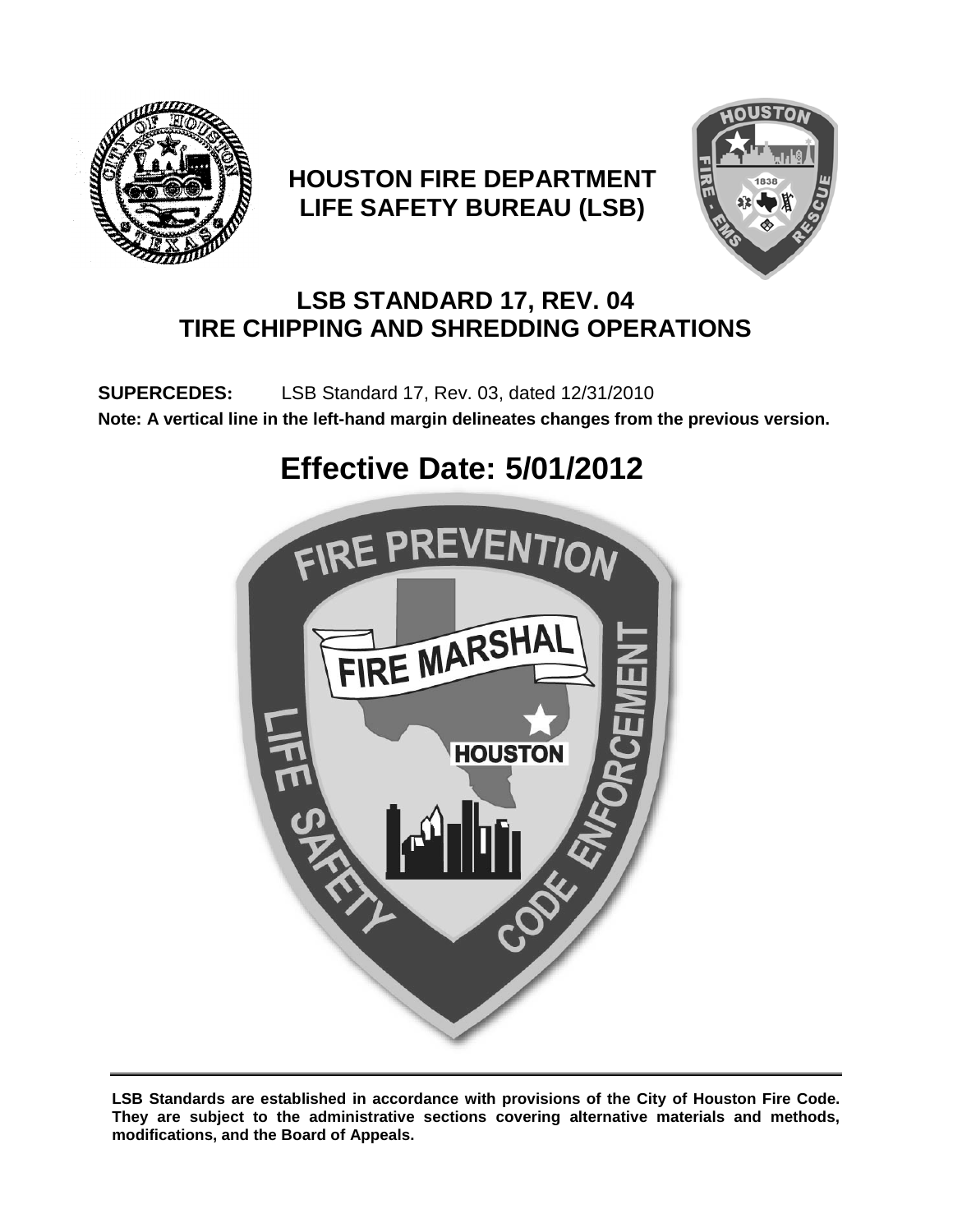# HOUSTON FIRE DEPARTMENT
# LIFE SAFETY BUREAU (LSB)

## LSB STANDARD 17, REV. 04
## TIRE CHIPPING AND SHREDDING OPERATIONS

**SUPERCEDES:** LSB Standard 17, Rev. 03, dated 12/31/2010

**Note: A vertical line in the left-hand margin delineates changes from the previous version.**

# Effective Date: 5/01/2012

**LSB Standards are established in accordance with provisions of the City of Houston Fire Code. They are subject to the administrative sections covering alternative materials and methods, modifications, and the Board of Appeals.**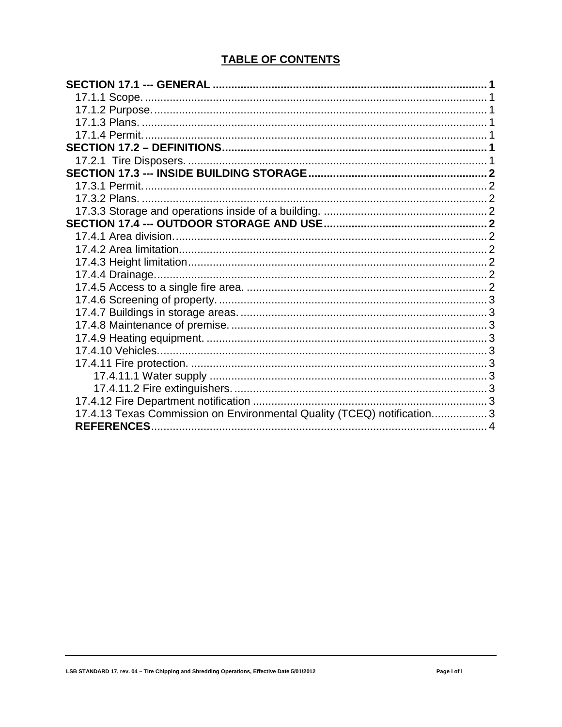## TABLE OF CONTENTS

**SECTION 17.1 --- GENERAL** ..... 1
- 17.1.1 Scope. ..... 1
- 17.1.2 Purpose. ..... 1
- 17.1.3 Plans. ..... 1
- 17.1.4 Permit. ..... 1

**SECTION 17.2 – DEFINITIONS** ..... 1
- 17.2.1 Tire Disposers. ..... 1

**SECTION 17.3 --- INSIDE BUILDING STORAGE** ..... 2
- 17.3.1 Permit. ..... 2
- 17.3.2 Plans. ..... 2
- 17.3.3 Storage and operations inside of a building. ..... 2

**SECTION 17.4 --- OUTDOOR STORAGE AND USE** ..... 2
- 17.4.1 Area division. ..... 2
- 17.4.2 Area limitation. ..... 2
- 17.4.3 Height limitation ..... 2
- 17.4.4 Drainage. ..... 2
- 17.4.5 Access to a single fire area. ..... 2
- 17.4.6 Screening of property. ..... 3
- 17.4.7 Buildings in storage areas. ..... 3
- 17.4.8 Maintenance of premise. ..... 3
- 17.4.9 Heating equipment. ..... 3
- 17.4.10 Vehicles. ..... 3
- 17.4.11 Fire protection. ..... 3
  - 17.4.11.1 Water supply ..... 3
  - 17.4.11.2 Fire extinguishers. ..... 3
- 17.4.12 Fire Department notification ..... 3
- 17.4.13 Texas Commission on Environmental Quality (TCEQ) notification. ..... 3

**REFERENCES** ..... 4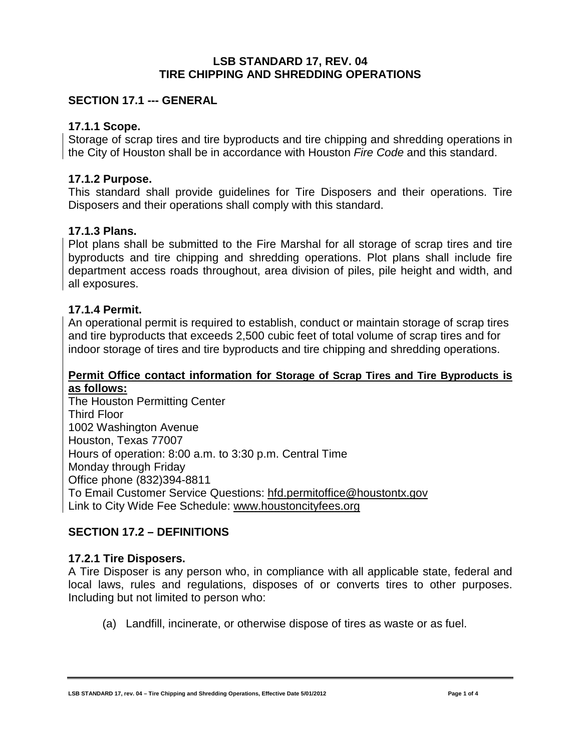**LSB STANDARD 17, REV. 04**
**TIRE CHIPPING AND SHREDDING OPERATIONS**

## SECTION 17.1 --- GENERAL

### 17.1.1 Scope.

Storage of scrap tires and tire byproducts and tire chipping and shredding operations in the City of Houston shall be in accordance with Houston *Fire Code* and this standard.

### 17.1.2 Purpose.

This standard shall provide guidelines for Tire Disposers and their operations. Tire Disposers and their operations shall comply with this standard.

### 17.1.3 Plans.

Plot plans shall be submitted to the Fire Marshal for all storage of scrap tires and tire byproducts and tire chipping and shredding operations. Plot plans shall include fire department access roads throughout, area division of piles, pile height and width, and all exposures.

### 17.1.4 Permit.

An operational permit is required to establish, conduct or maintain storage of scrap tires and tire byproducts that exceeds 2,500 cubic feet of total volume of scrap tires and for indoor storage of tires and tire byproducts and tire chipping and shredding operations.

**Permit Office contact information for Storage of Scrap Tires and Tire Byproducts is as follows:**

The Houston Permitting Center
Third Floor
1002 Washington Avenue
Houston, Texas 77007
Hours of operation: 8:00 a.m. to 3:30 p.m. Central Time
Monday through Friday
Office phone (832)394-8811
To Email Customer Service Questions: hfd.permitoffice@houstontx.gov
Link to City Wide Fee Schedule: www.houstoncityfees.org

## SECTION 17.2 – DEFINITIONS

### 17.2.1 Tire Disposers.

A Tire Disposer is any person who, in compliance with all applicable state, federal and local laws, rules and regulations, disposes of or converts tires to other purposes. Including but not limited to person who:

(a) Landfill, incinerate, or otherwise dispose of tires as waste or as fuel.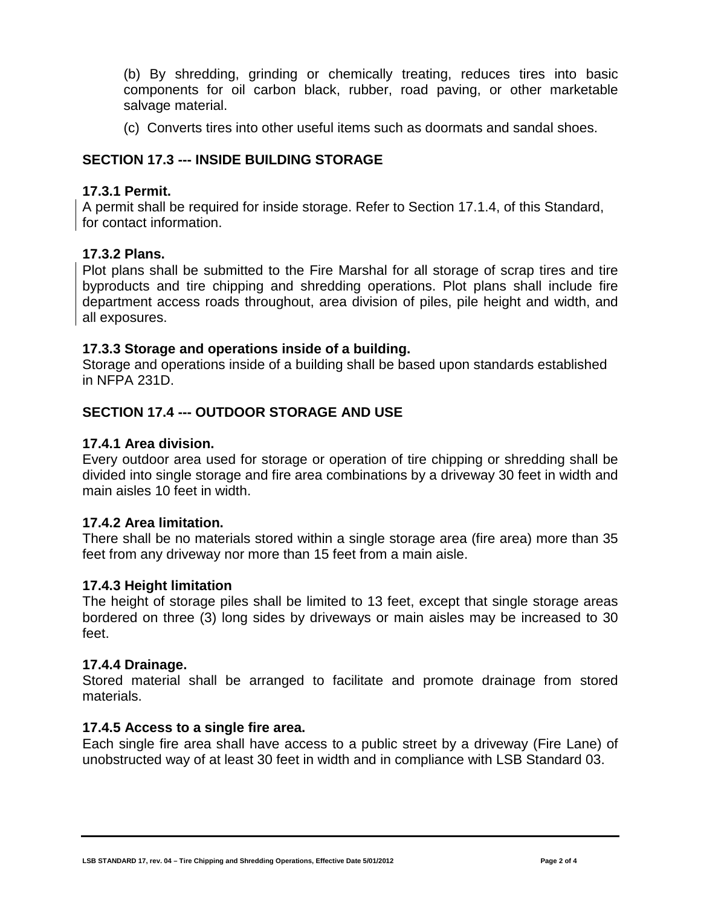(b) By shredding, grinding or chemically treating, reduces tires into basic components for oil carbon black, rubber, road paving, or other marketable salvage material.

(c) Converts tires into other useful items such as doormats and sandal shoes.

## SECTION 17.3 --- INSIDE BUILDING STORAGE

### 17.3.1 Permit.

A permit shall be required for inside storage. Refer to Section 17.1.4, of this Standard, for contact information.

### 17.3.2 Plans.

Plot plans shall be submitted to the Fire Marshal for all storage of scrap tires and tire byproducts and tire chipping and shredding operations. Plot plans shall include fire department access roads throughout, area division of piles, pile height and width, and all exposures.

### 17.3.3 Storage and operations inside of a building.

Storage and operations inside of a building shall be based upon standards established in NFPA 231D.

## SECTION 17.4 --- OUTDOOR STORAGE AND USE

### 17.4.1 Area division.

Every outdoor area used for storage or operation of tire chipping or shredding shall be divided into single storage and fire area combinations by a driveway 30 feet in width and main aisles 10 feet in width.

### 17.4.2 Area limitation.

There shall be no materials stored within a single storage area (fire area) more than 35 feet from any driveway nor more than 15 feet from a main aisle.

### 17.4.3 Height limitation

The height of storage piles shall be limited to 13 feet, except that single storage areas bordered on three (3) long sides by driveways or main aisles may be increased to 30 feet.

### 17.4.4 Drainage.

Stored material shall be arranged to facilitate and promote drainage from stored materials.

### 17.4.5 Access to a single fire area.

Each single fire area shall have access to a public street by a driveway (Fire Lane) of unobstructed way of at least 30 feet in width and in compliance with LSB Standard 03.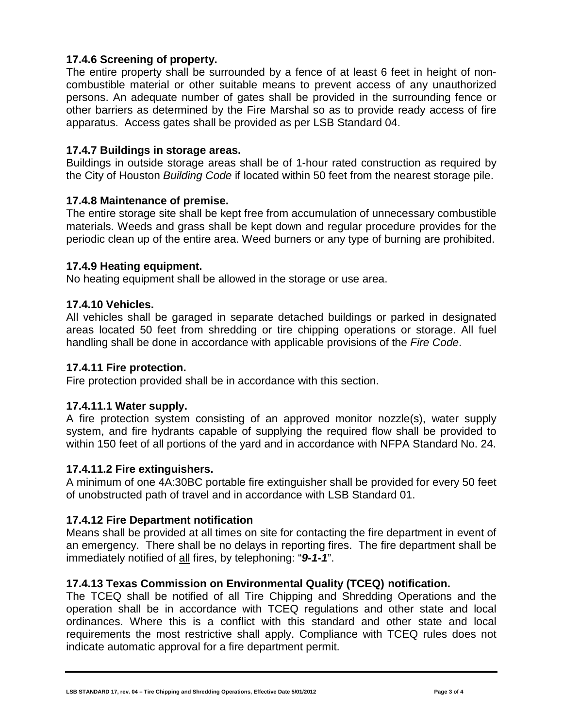### 17.4.6 Screening of property.

The entire property shall be surrounded by a fence of at least 6 feet in height of non-combustible material or other suitable means to prevent access of any unauthorized persons. An adequate number of gates shall be provided in the surrounding fence or other barriers as determined by the Fire Marshal so as to provide ready access of fire apparatus. Access gates shall be provided as per LSB Standard 04.

### 17.4.7 Buildings in storage areas.

Buildings in outside storage areas shall be of 1-hour rated construction as required by the City of Houston *Building Code* if located within 50 feet from the nearest storage pile.

### 17.4.8 Maintenance of premise.

The entire storage site shall be kept free from accumulation of unnecessary combustible materials. Weeds and grass shall be kept down and regular procedure provides for the periodic clean up of the entire area. Weed burners or any type of burning are prohibited.

### 17.4.9 Heating equipment.

No heating equipment shall be allowed in the storage or use area.

### 17.4.10 Vehicles.

All vehicles shall be garaged in separate detached buildings or parked in designated areas located 50 feet from shredding or tire chipping operations or storage. All fuel handling shall be done in accordance with applicable provisions of the *Fire Code*.

### 17.4.11 Fire protection.

Fire protection provided shall be in accordance with this section.

### 17.4.11.1 Water supply.

A fire protection system consisting of an approved monitor nozzle(s), water supply system, and fire hydrants capable of supplying the required flow shall be provided to within 150 feet of all portions of the yard and in accordance with NFPA Standard No. 24.

### 17.4.11.2 Fire extinguishers.

A minimum of one 4A:30BC portable fire extinguisher shall be provided for every 50 feet of unobstructed path of travel and in accordance with LSB Standard 01.

### 17.4.12 Fire Department notification

Means shall be provided at all times on site for contacting the fire department in event of an emergency. There shall be no delays in reporting fires. The fire department shall be immediately notified of <u>all</u> fires, by telephoning: "***9-1-1***".

### 17.4.13 Texas Commission on Environmental Quality (TCEQ) notification.

The TCEQ shall be notified of all Tire Chipping and Shredding Operations and the operation shall be in accordance with TCEQ regulations and other state and local ordinances. Where this is a conflict with this standard and other state and local requirements the most restrictive shall apply. Compliance with TCEQ rules does not indicate automatic approval for a fire department permit.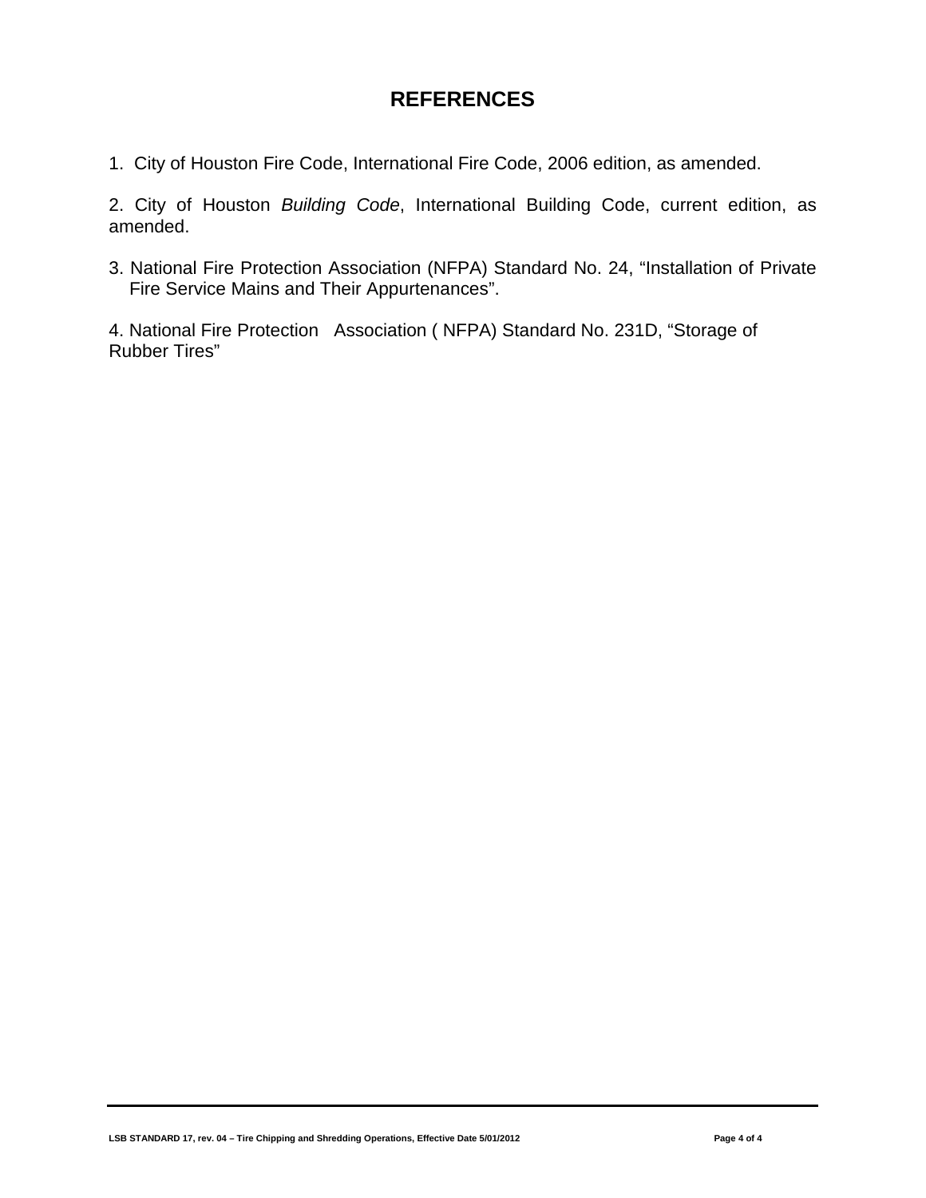# REFERENCES

1. City of Houston Fire Code, International Fire Code, 2006 edition, as amended.

2. City of Houston *Building Code*, International Building Code, current edition, as amended.

3. National Fire Protection Association (NFPA) Standard No. 24, "Installation of Private Fire Service Mains and Their Appurtenances".

4. National Fire Protection Association ( NFPA) Standard No. 231D, "Storage of Rubber Tires"